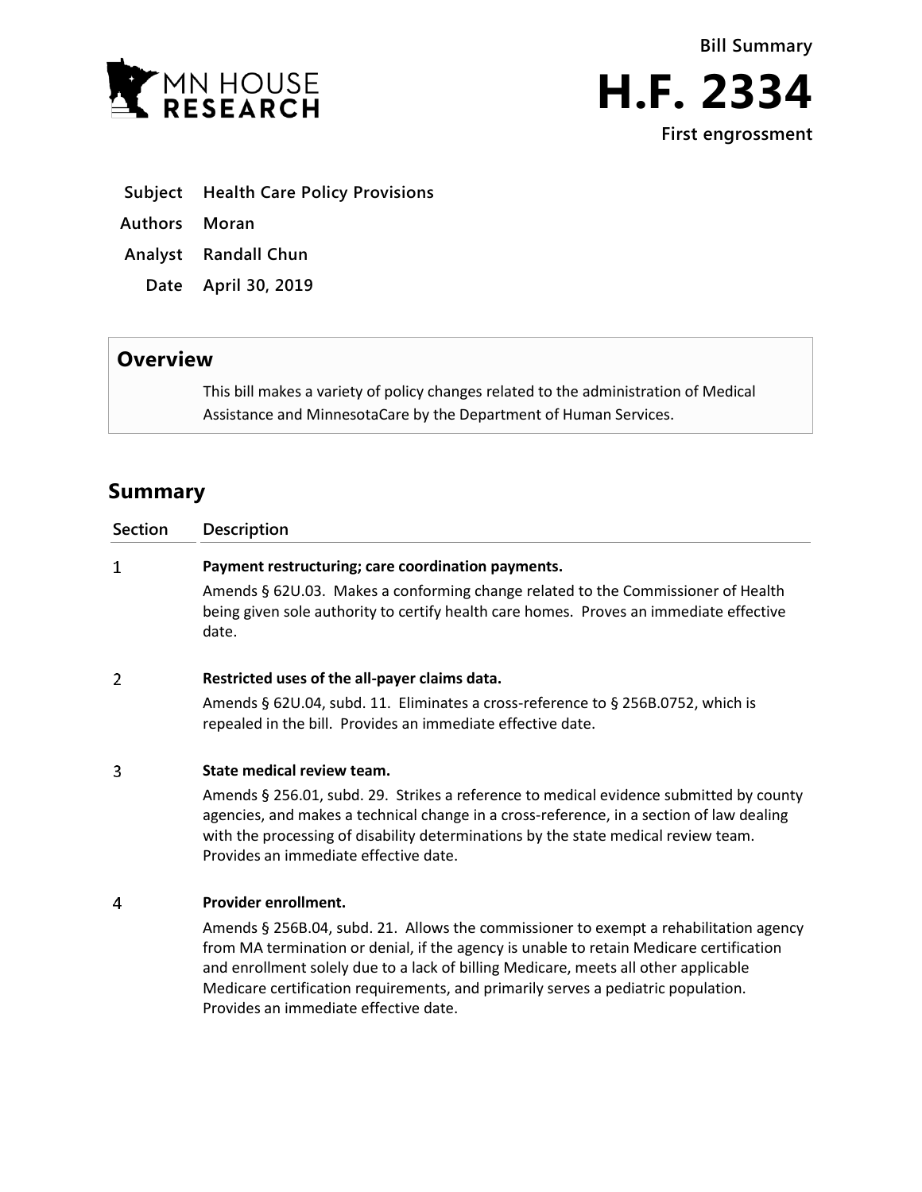MN HOUSE RESEARCH

# Bill Summary

# H.F. 2334

**First engrossment**

| | |
|---|---|
| **Subject** | **Health Care Policy Provisions** |
| **Authors** | **Moran** |
| **Analyst** | **Randall Chun** |
| **Date** | **April 30, 2019** |

## Overview

This bill makes a variety of policy changes related to the administration of Medical Assistance and MinnesotaCare by the Department of Human Services.

## Summary

| Section | Description |
|---|---|
| 1 | **Payment restructuring; care coordination payments.**<br>Amends § 62U.03. Makes a conforming change related to the Commissioner of Health being given sole authority to certify health care homes. Proves an immediate effective date. |
| 2 | **Restricted uses of the all-payer claims data.**<br>Amends § 62U.04, subd. 11. Eliminates a cross-reference to § 256B.0752, which is repealed in the bill. Provides an immediate effective date. |
| 3 | **State medical review team.**<br>Amends § 256.01, subd. 29. Strikes a reference to medical evidence submitted by county agencies, and makes a technical change in a cross-reference, in a section of law dealing with the processing of disability determinations by the state medical review team. Provides an immediate effective date. |
| 4 | **Provider enrollment.**<br>Amends § 256B.04, subd. 21. Allows the commissioner to exempt a rehabilitation agency from MA termination or denial, if the agency is unable to retain Medicare certification and enrollment solely due to a lack of billing Medicare, meets all other applicable Medicare certification requirements, and primarily serves a pediatric population. Provides an immediate effective date. |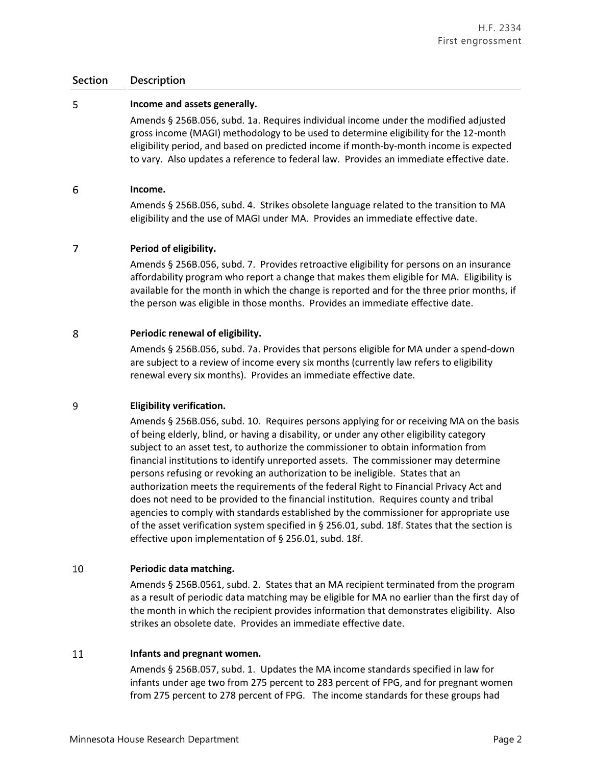| Section | Description |
|---|---|
| 5 | **Income and assets generally.** Amends § 256B.056, subd. 1a. Requires individual income under the modified adjusted gross income (MAGI) methodology to be used to determine eligibility for the 12-month eligibility period, and based on predicted income if month-by-month income is expected to vary. Also updates a reference to federal law. Provides an immediate effective date. |
| 6 | **Income.** Amends § 256B.056, subd. 4. Strikes obsolete language related to the transition to MA eligibility and the use of MAGI under MA. Provides an immediate effective date. |
| 7 | **Period of eligibility.** Amends § 256B.056, subd. 7. Provides retroactive eligibility for persons on an insurance affordability program who report a change that makes them eligible for MA. Eligibility is available for the month in which the change is reported and for the three prior months, if the person was eligible in those months. Provides an immediate effective date. |
| 8 | **Periodic renewal of eligibility.** Amends § 256B.056, subd. 7a. Provides that persons eligible for MA under a spend-down are subject to a review of income every six months (currently law refers to eligibility renewal every six months). Provides an immediate effective date. |
| 9 | **Eligibility verification.** Amends § 256B.056, subd. 10. Requires persons applying for or receiving MA on the basis of being elderly, blind, or having a disability, or under any other eligibility category subject to an asset test, to authorize the commissioner to obtain information from financial institutions to identify unreported assets. The commissioner may determine persons refusing or revoking an authorization to be ineligible. States that an authorization meets the requirements of the federal Right to Financial Privacy Act and does not need to be provided to the financial institution. Requires county and tribal agencies to comply with standards established by the commissioner for appropriate use of the asset verification system specified in § 256.01, subd. 18f. States that the section is effective upon implementation of § 256.01, subd. 18f. |
| 10 | **Periodic data matching.** Amends § 256B.0561, subd. 2. States that an MA recipient terminated from the program as a result of periodic data matching may be eligible for MA no earlier than the first day of the month in which the recipient provides information that demonstrates eligibility. Also strikes an obsolete date. Provides an immediate effective date. |
| 11 | **Infants and pregnant women.** Amends § 256B.057, subd. 1. Updates the MA income standards specified in law for infants under age two from 275 percent to 283 percent of FPG, and for pregnant women from 275 percent to 278 percent of FPG. The income standards for these groups had |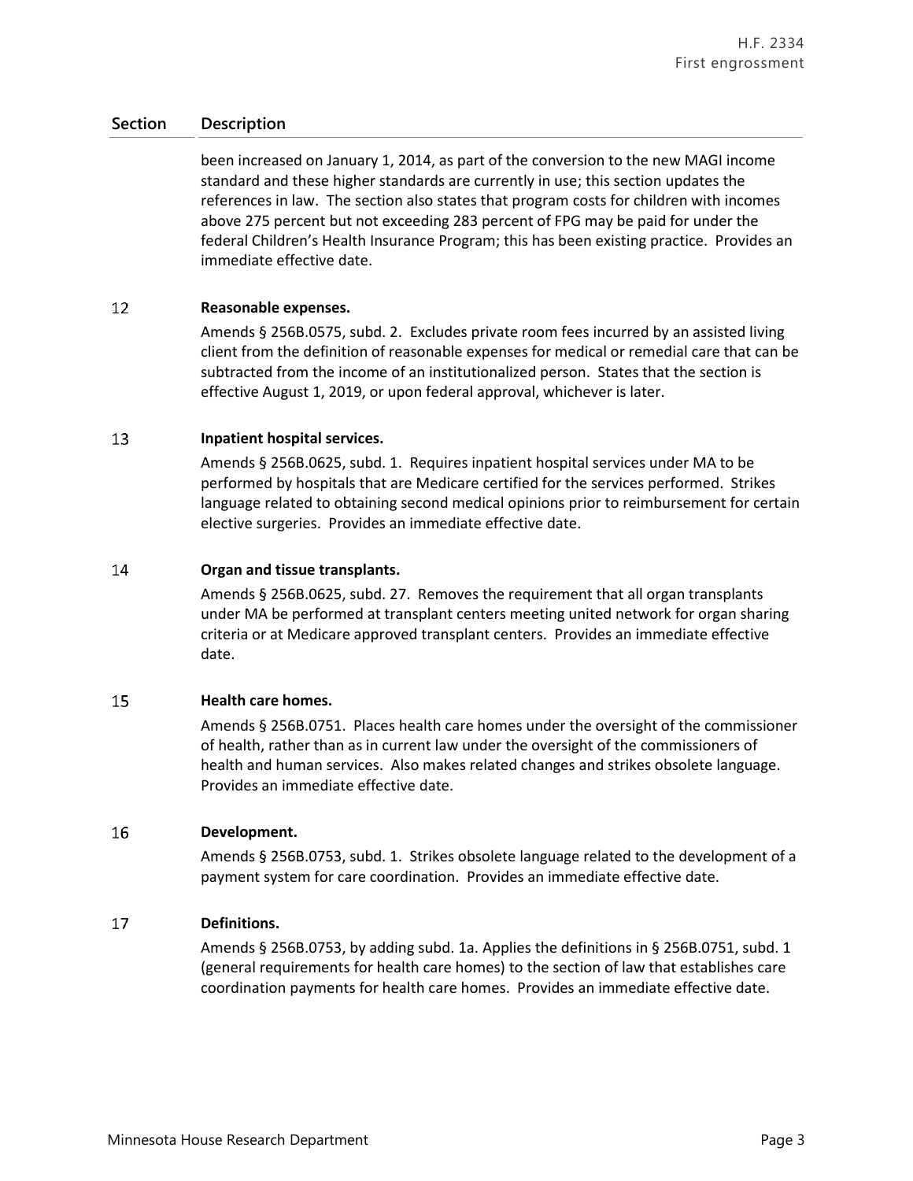| Section | Description |
|---|---|
| | been increased on January 1, 2014, as part of the conversion to the new MAGI income standard and these higher standards are currently in use; this section updates the references in law. The section also states that program costs for children with incomes above 275 percent but not exceeding 283 percent of FPG may be paid for under the federal Children's Health Insurance Program; this has been existing practice. Provides an immediate effective date. |
| 12 | **Reasonable expenses.**<br>Amends § 256B.0575, subd. 2. Excludes private room fees incurred by an assisted living client from the definition of reasonable expenses for medical or remedial care that can be subtracted from the income of an institutionalized person. States that the section is effective August 1, 2019, or upon federal approval, whichever is later. |
| 13 | **Inpatient hospital services.**<br>Amends § 256B.0625, subd. 1. Requires inpatient hospital services under MA to be performed by hospitals that are Medicare certified for the services performed. Strikes language related to obtaining second medical opinions prior to reimbursement for certain elective surgeries. Provides an immediate effective date. |
| 14 | **Organ and tissue transplants.**<br>Amends § 256B.0625, subd. 27. Removes the requirement that all organ transplants under MA be performed at transplant centers meeting united network for organ sharing criteria or at Medicare approved transplant centers. Provides an immediate effective date. |
| 15 | **Health care homes.**<br>Amends § 256B.0751. Places health care homes under the oversight of the commissioner of health, rather than as in current law under the oversight of the commissioners of health and human services. Also makes related changes and strikes obsolete language. Provides an immediate effective date. |
| 16 | **Development.**<br>Amends § 256B.0753, subd. 1. Strikes obsolete language related to the development of a payment system for care coordination. Provides an immediate effective date. |
| 17 | **Definitions.**<br>Amends § 256B.0753, by adding subd. 1a. Applies the definitions in § 256B.0751, subd. 1 (general requirements for health care homes) to the section of law that establishes care coordination payments for health care homes. Provides an immediate effective date. |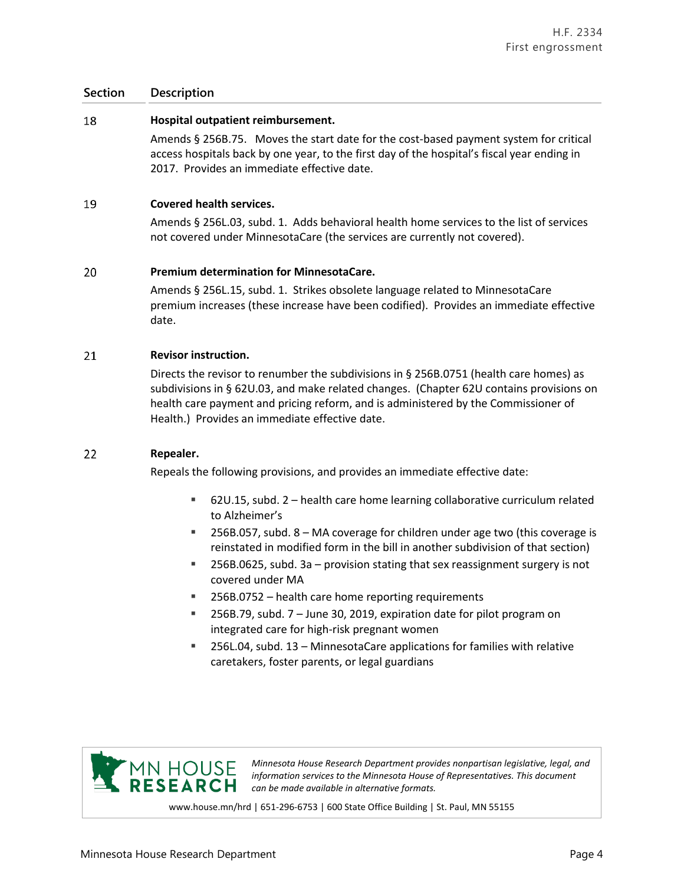| Section | Description |
|---|---|
| 18 | **Hospital outpatient reimbursement.**<br><br>Amends § 256B.75. Moves the start date for the cost-based payment system for critical access hospitals back by one year, to the first day of the hospital's fiscal year ending in 2017. Provides an immediate effective date. |
| 19 | **Covered health services.**<br><br>Amends § 256L.03, subd. 1. Adds behavioral health home services to the list of services not covered under MinnesotaCare (the services are currently not covered). |
| 20 | **Premium determination for MinnesotaCare.**<br><br>Amends § 256L.15, subd. 1. Strikes obsolete language related to MinnesotaCare premium increases (these increase have been codified). Provides an immediate effective date. |
| 21 | **Revisor instruction.**<br><br>Directs the revisor to renumber the subdivisions in § 256B.0751 (health care homes) as subdivisions in § 62U.03, and make related changes. (Chapter 62U contains provisions on health care payment and pricing reform, and is administered by the Commissioner of Health.) Provides an immediate effective date. |
| 22 | **Repealer.**<br><br>Repeals the following provisions, and provides an immediate effective date:<br><br>▪ 62U.15, subd. 2 – health care home learning collaborative curriculum related to Alzheimer's<br>▪ 256B.057, subd. 8 – MA coverage for children under age two (this coverage is reinstated in modified form in the bill in another subdivision of that section)<br>▪ 256B.0625, subd. 3a – provision stating that sex reassignment surgery is not covered under MA<br>▪ 256B.0752 – health care home reporting requirements<br>▪ 256B.79, subd. 7 – June 30, 2019, expiration date for pilot program on integrated care for high-risk pregnant women<br>▪ 256L.04, subd. 13 – MinnesotaCare applications for families with relative caretakers, foster parents, or legal guardians |

MN HOUSE RESEARCH

*Minnesota House Research Department provides nonpartisan legislative, legal, and information services to the Minnesota House of Representatives. This document can be made available in alternative formats.*

www.house.mn/hrd | 651-296-6753 | 600 State Office Building | St. Paul, MN 55155